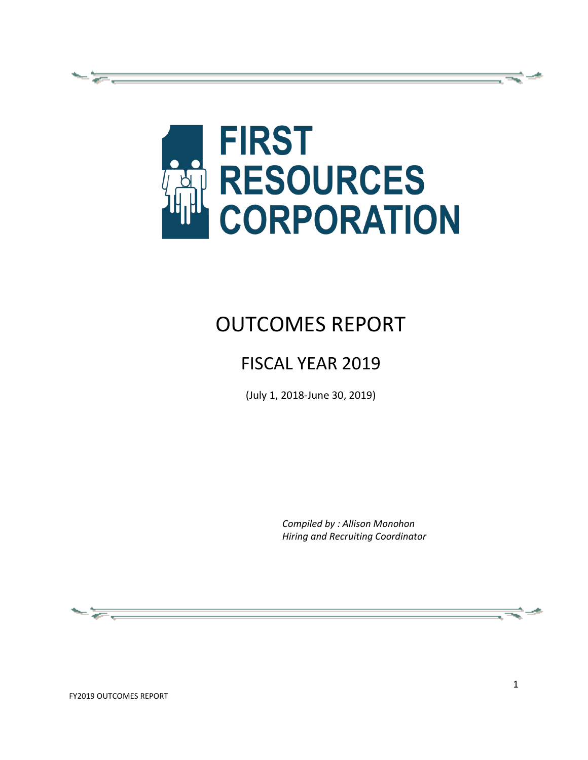# FIRST RESOURCES CORPORATION

# OUTCOMES REPORT

## FISCAL YEAR 2019

(July 1, 2018-June 30, 2019)

*Compiled by : Allison Monohon*
*Hiring and Recruiting Coordinator*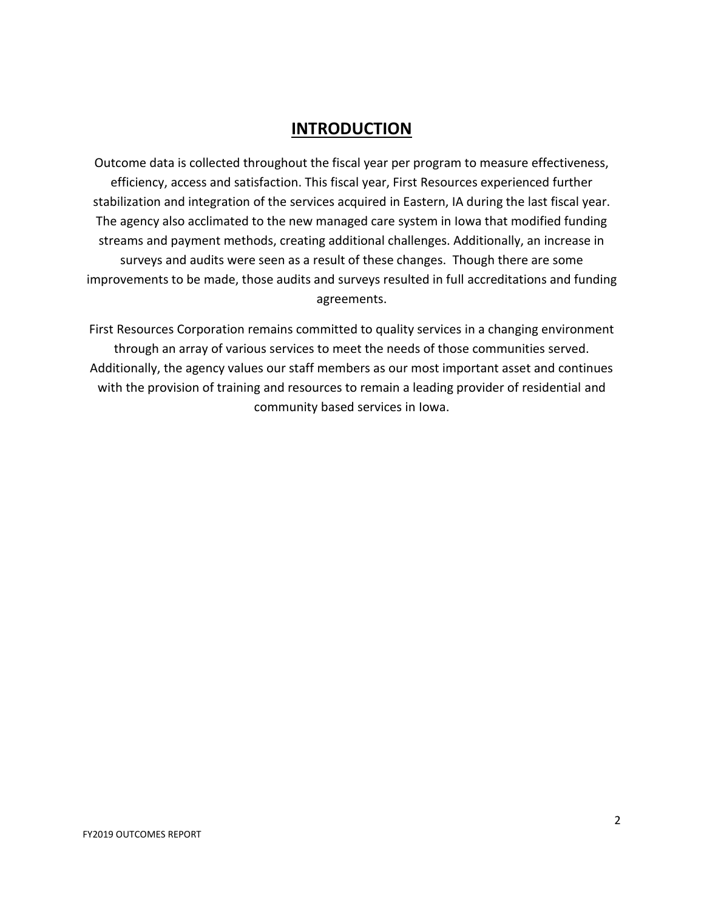# INTRODUCTION

Outcome data is collected throughout the fiscal year per program to measure effectiveness, efficiency, access and satisfaction. This fiscal year, First Resources experienced further stabilization and integration of the services acquired in Eastern, IA during the last fiscal year. The agency also acclimated to the new managed care system in Iowa that modified funding streams and payment methods, creating additional challenges. Additionally, an increase in surveys and audits were seen as a result of these changes. Though there are some improvements to be made, those audits and surveys resulted in full accreditations and funding agreements.

First Resources Corporation remains committed to quality services in a changing environment through an array of various services to meet the needs of those communities served. Additionally, the agency values our staff members as our most important asset and continues with the provision of training and resources to remain a leading provider of residential and community based services in Iowa.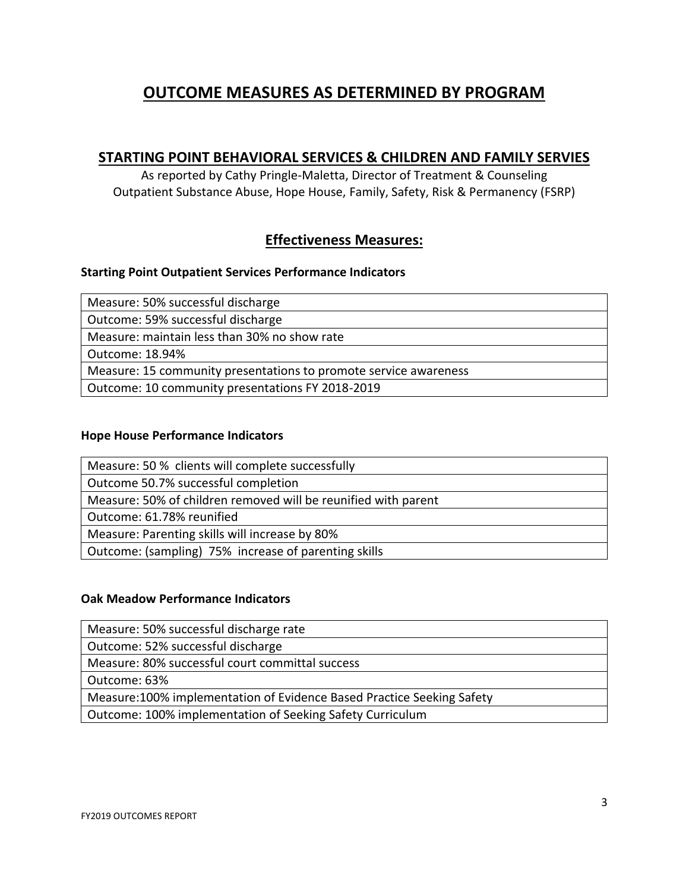# OUTCOME MEASURES AS DETERMINED BY PROGRAM

## STARTING POINT BEHAVIORAL SERVICES & CHILDREN AND FAMILY SERVIES

As reported by Cathy Pringle-Maletta, Director of Treatment & Counseling
Outpatient Substance Abuse, Hope House, Family, Safety, Risk & Permanency (FSRP)

## Effectiveness Measures:

**Starting Point Outpatient Services Performance Indicators**

| Measure: 50% successful discharge |
|---|
| Outcome: 59% successful discharge |
| Measure: maintain less than 30% no show rate |
| Outcome: 18.94% |
| Measure: 15 community presentations to promote service awareness |
| Outcome: 10 community presentations FY 2018-2019 |

**Hope House Performance Indicators**

| Measure: 50 % clients will complete successfully |
|---|
| Outcome 50.7% successful completion |
| Measure: 50% of children removed will be reunified with parent |
| Outcome: 61.78% reunified |
| Measure: Parenting skills will increase by 80% |
| Outcome: (sampling) 75% increase of parenting skills |

**Oak Meadow Performance Indicators**

| Measure: 50% successful discharge rate |
|---|
| Outcome: 52% successful discharge |
| Measure: 80% successful court committal success |
| Outcome: 63% |
| Measure:100% implementation of Evidence Based Practice Seeking Safety |
| Outcome: 100% implementation of Seeking Safety Curriculum |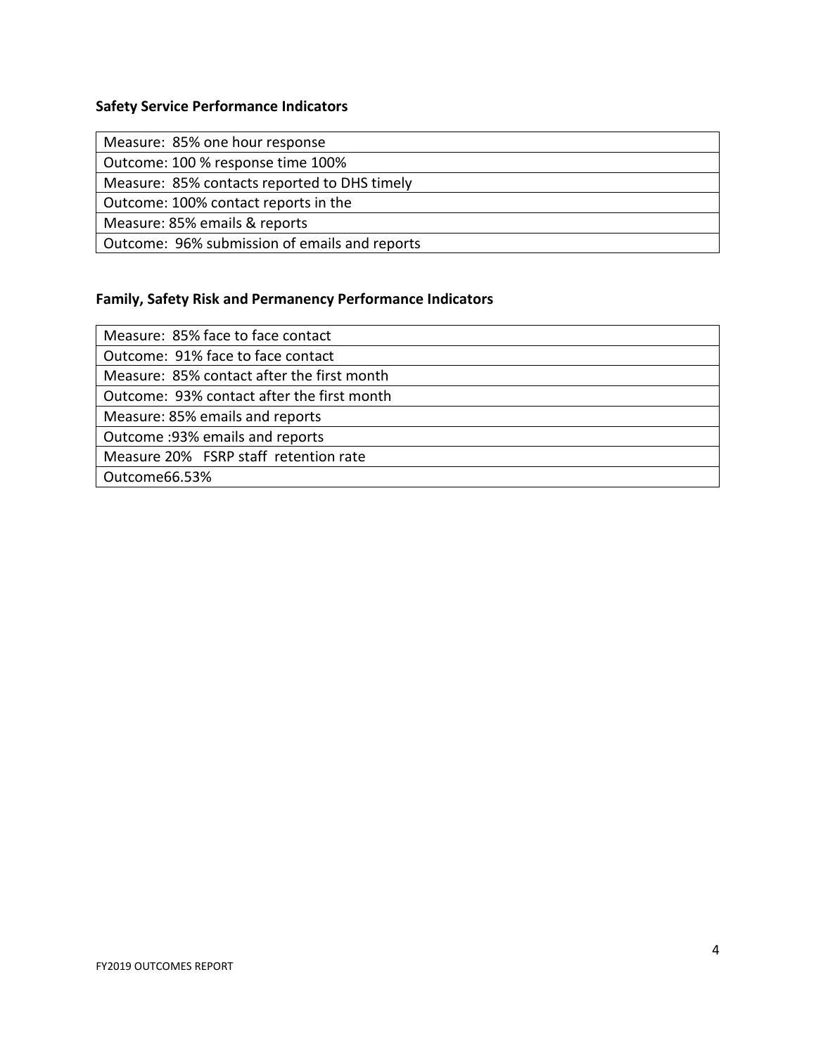**Safety Service Performance Indicators**

| Measure: 85% one hour response |
|---|
| Outcome: 100 % response time 100% |
| Measure: 85% contacts reported to DHS timely |
| Outcome: 100% contact reports in the |
| Measure: 85% emails & reports |
| Outcome: 96% submission of emails and reports |

**Family, Safety Risk and Permanency Performance Indicators**

| Measure: 85% face to face contact |
|---|
| Outcome: 91% face to face contact |
| Measure: 85% contact after the first month |
| Outcome: 93% contact after the first month |
| Measure: 85% emails and reports |
| Outcome :93% emails and reports |
| Measure 20% FSRP staff retention rate |
| Outcome66.53% |

FY2019 OUTCOMES REPORT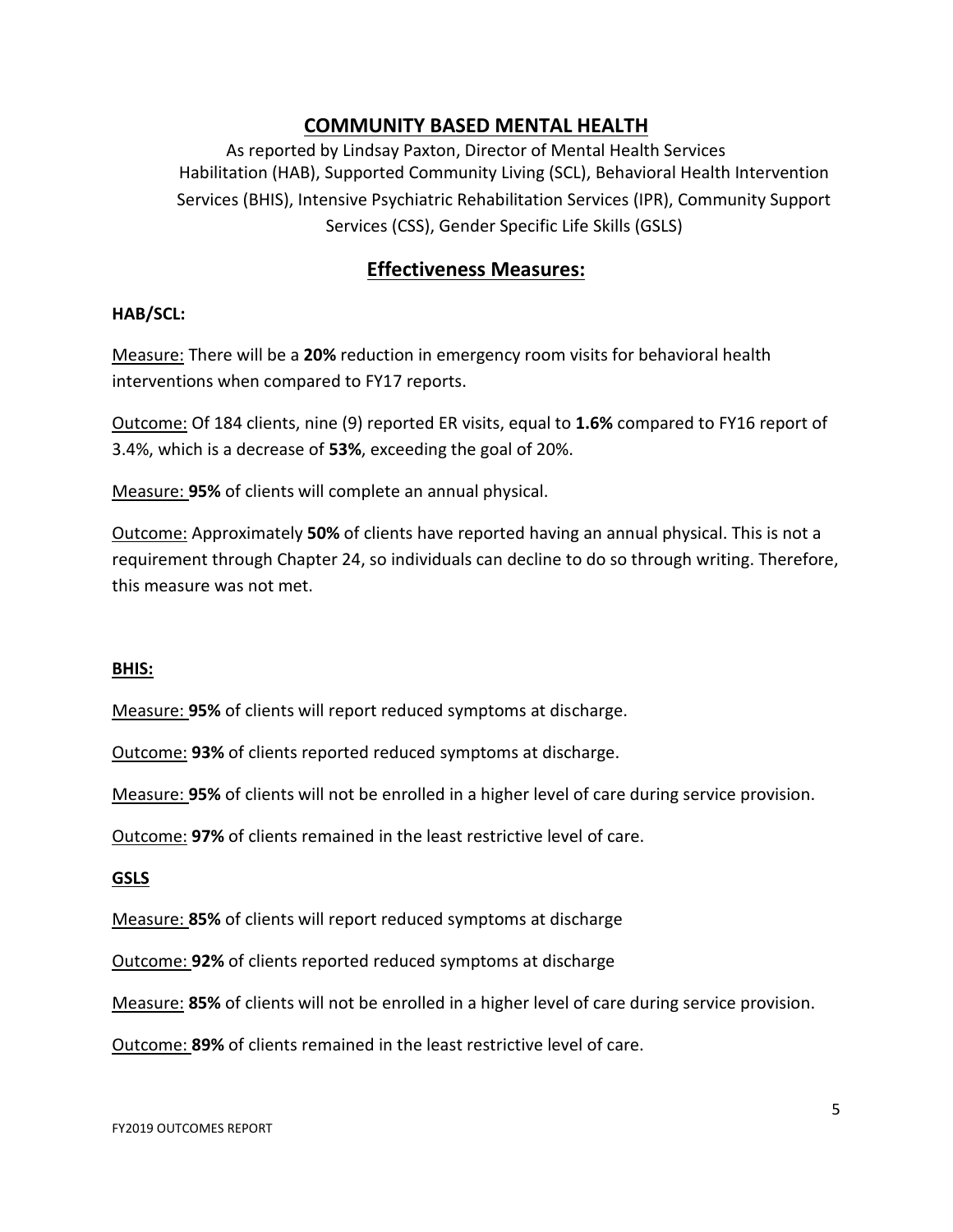## COMMUNITY BASED MENTAL HEALTH

As reported by Lindsay Paxton, Director of Mental Health Services

Habilitation (HAB), Supported Community Living (SCL), Behavioral Health Intervention Services (BHIS), Intensive Psychiatric Rehabilitation Services (IPR), Community Support Services (CSS), Gender Specific Life Skills (GSLS)

## Effectiveness Measures:

**HAB/SCL:**

Measure: There will be a **20%** reduction in emergency room visits for behavioral health interventions when compared to FY17 reports.

Outcome: Of 184 clients, nine (9) reported ER visits, equal to **1.6%** compared to FY16 report of 3.4%, which is a decrease of **53%**, exceeding the goal of 20%.

Measure: **95%** of clients will complete an annual physical.

Outcome: Approximately **50%** of clients have reported having an annual physical. This is not a requirement through Chapter 24, so individuals can decline to do so through writing. Therefore, this measure was not met.

**BHIS:**

Measure: **95%** of clients will report reduced symptoms at discharge.

Outcome: **93%** of clients reported reduced symptoms at discharge.

Measure: **95%** of clients will not be enrolled in a higher level of care during service provision.

Outcome: **97%** of clients remained in the least restrictive level of care.

**GSLS**

Measure: **85%** of clients will report reduced symptoms at discharge

Outcome: **92%** of clients reported reduced symptoms at discharge

Measure: **85%** of clients will not be enrolled in a higher level of care during service provision.

Outcome: **89%** of clients remained in the least restrictive level of care.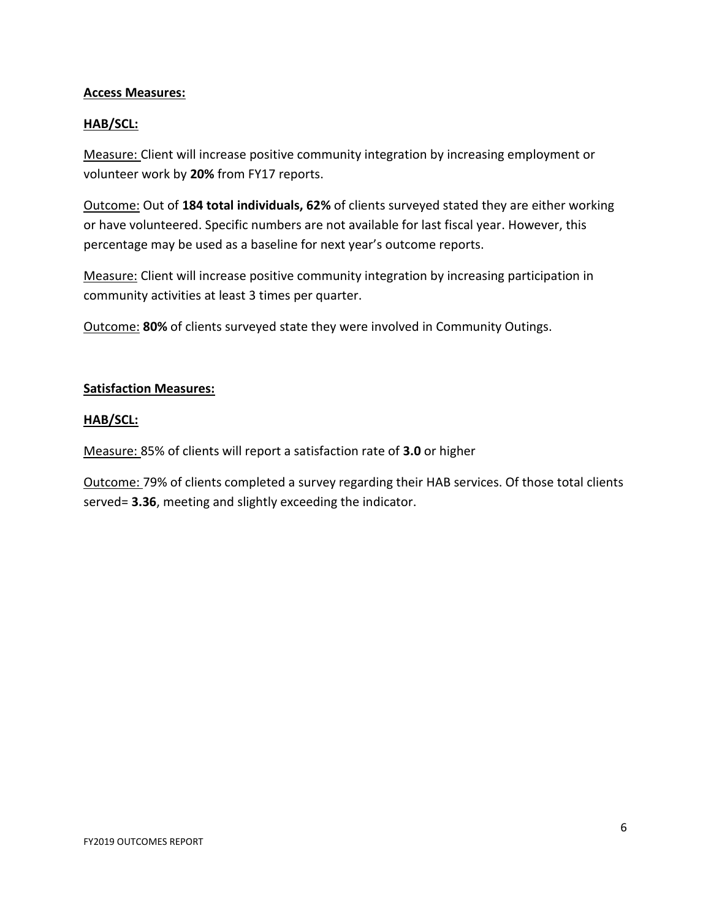**Access Measures:**

**HAB/SCL:**

Measure: Client will increase positive community integration by increasing employment or volunteer work by **20%** from FY17 reports.

Outcome: Out of **184 total individuals, 62%** of clients surveyed stated they are either working or have volunteered. Specific numbers are not available for last fiscal year. However, this percentage may be used as a baseline for next year's outcome reports.

Measure: Client will increase positive community integration by increasing participation in community activities at least 3 times per quarter.

Outcome: **80%** of clients surveyed state they were involved in Community Outings.

**Satisfaction Measures:**

**HAB/SCL:**

Measure: 85% of clients will report a satisfaction rate of **3.0** or higher

Outcome: 79% of clients completed a survey regarding their HAB services. Of those total clients served= **3.36**, meeting and slightly exceeding the indicator.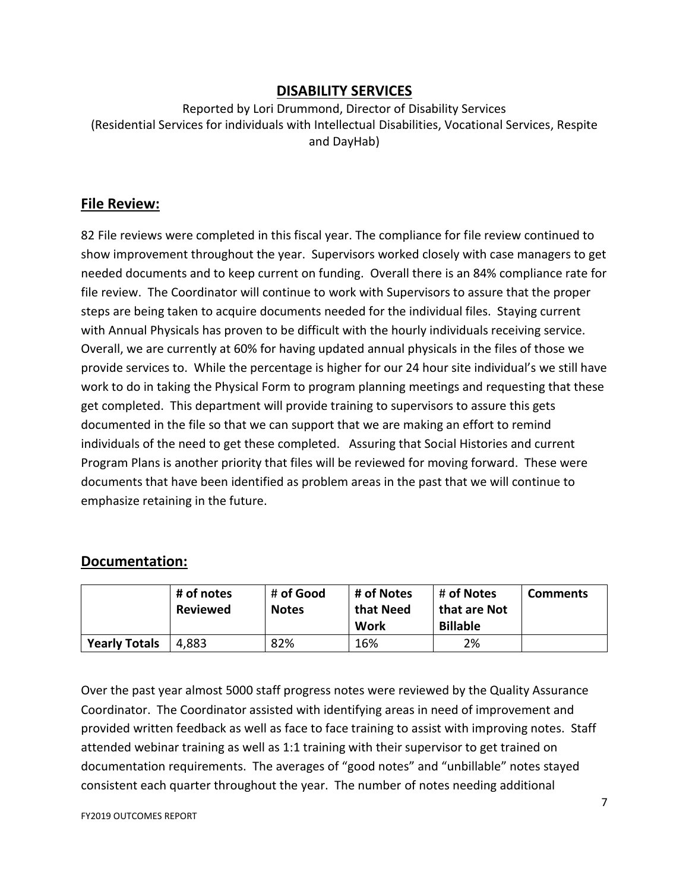# DISABILITY SERVICES

Reported by Lori Drummond, Director of Disability Services
(Residential Services for individuals with Intellectual Disabilities, Vocational Services, Respite and DayHab)

## File Review:

82 File reviews were completed in this fiscal year. The compliance for file review continued to show improvement throughout the year. Supervisors worked closely with case managers to get needed documents and to keep current on funding. Overall there is an 84% compliance rate for file review. The Coordinator will continue to work with Supervisors to assure that the proper steps are being taken to acquire documents needed for the individual files. Staying current with Annual Physicals has proven to be difficult with the hourly individuals receiving service. Overall, we are currently at 60% for having updated annual physicals in the files of those we provide services to. While the percentage is higher for our 24 hour site individual's we still have work to do in taking the Physical Form to program planning meetings and requesting that these get completed. This department will provide training to supervisors to assure this gets documented in the file so that we can support that we are making an effort to remind individuals of the need to get these completed. Assuring that Social Histories and current Program Plans is another priority that files will be reviewed for moving forward. These were documents that have been identified as problem areas in the past that we will continue to emphasize retaining in the future.

## Documentation:

| | # of notes Reviewed | # of Good Notes | # of Notes that Need Work | # of Notes that are Not Billable | Comments |
|---|---|---|---|---|---|
| **Yearly Totals** | 4,883 | 82% | 16% | 2% | |

Over the past year almost 5000 staff progress notes were reviewed by the Quality Assurance Coordinator. The Coordinator assisted with identifying areas in need of improvement and provided written feedback as well as face to face training to assist with improving notes. Staff attended webinar training as well as 1:1 training with their supervisor to get trained on documentation requirements. The averages of "good notes" and "unbillable" notes stayed consistent each quarter throughout the year. The number of notes needing additional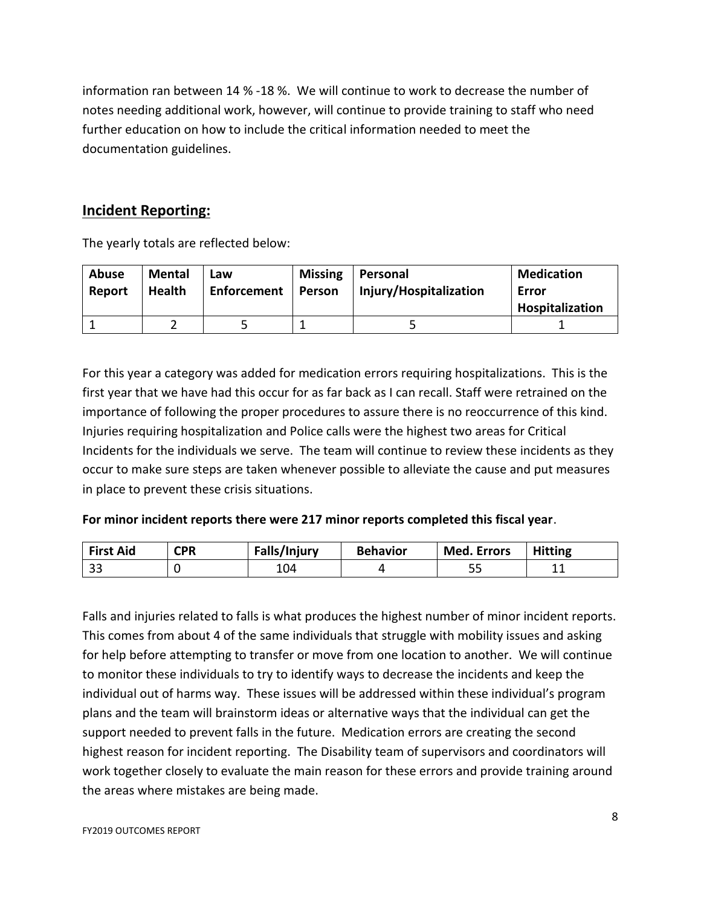information ran between 14 % -18 %. We will continue to work to decrease the number of notes needing additional work, however, will continue to provide training to staff who need further education on how to include the critical information needed to meet the documentation guidelines.

## Incident Reporting:

The yearly totals are reflected below:

| Abuse Report | Mental Health | Law Enforcement | Missing Person | Personal Injury/Hospitalization | Medication Error Hospitalization |
|---|---|---|---|---|---|
| 1 | 2 | 5 | 1 | 5 | 1 |

For this year a category was added for medication errors requiring hospitalizations. This is the first year that we have had this occur for as far back as I can recall. Staff were retrained on the importance of following the proper procedures to assure there is no reoccurrence of this kind. Injuries requiring hospitalization and Police calls were the highest two areas for Critical Incidents for the individuals we serve. The team will continue to review these incidents as they occur to make sure steps are taken whenever possible to alleviate the cause and put measures in place to prevent these crisis situations.

**For minor incident reports there were 217 minor reports completed this fiscal year**.

| First Aid | CPR | Falls/Injury | Behavior | Med. Errors | Hitting |
|---|---|---|---|---|---|
| 33 | 0 | 104 | 4 | 55 | 11 |

Falls and injuries related to falls is what produces the highest number of minor incident reports. This comes from about 4 of the same individuals that struggle with mobility issues and asking for help before attempting to transfer or move from one location to another. We will continue to monitor these individuals to try to identify ways to decrease the incidents and keep the individual out of harms way. These issues will be addressed within these individual's program plans and the team will brainstorm ideas or alternative ways that the individual can get the support needed to prevent falls in the future. Medication errors are creating the second highest reason for incident reporting. The Disability team of supervisors and coordinators will work together closely to evaluate the main reason for these errors and provide training around the areas where mistakes are being made.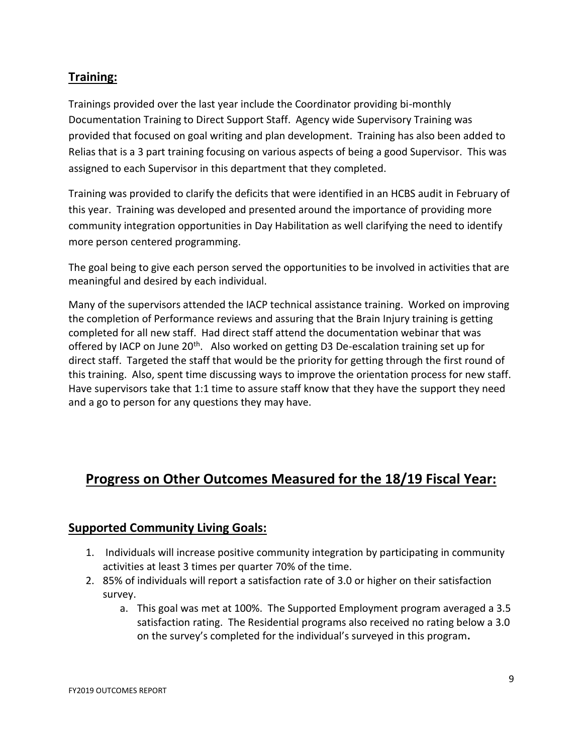## Training:

Trainings provided over the last year include the Coordinator providing bi-monthly Documentation Training to Direct Support Staff. Agency wide Supervisory Training was provided that focused on goal writing and plan development. Training has also been added to Relias that is a 3 part training focusing on various aspects of being a good Supervisor. This was assigned to each Supervisor in this department that they completed.

Training was provided to clarify the deficits that were identified in an HCBS audit in February of this year. Training was developed and presented around the importance of providing more community integration opportunities in Day Habilitation as well clarifying the need to identify more person centered programming.

The goal being to give each person served the opportunities to be involved in activities that are meaningful and desired by each individual.

Many of the supervisors attended the IACP technical assistance training. Worked on improving the completion of Performance reviews and assuring that the Brain Injury training is getting completed for all new staff. Had direct staff attend the documentation webinar that was offered by IACP on June 20th. Also worked on getting D3 De-escalation training set up for direct staff. Targeted the staff that would be the priority for getting through the first round of this training. Also, spent time discussing ways to improve the orientation process for new staff. Have supervisors take that 1:1 time to assure staff know that they have the support they need and a go to person for any questions they may have.

# Progress on Other Outcomes Measured for the 18/19 Fiscal Year:

## Supported Community Living Goals:

1. Individuals will increase positive community integration by participating in community activities at least 3 times per quarter 70% of the time.
2. 85% of individuals will report a satisfaction rate of 3.0 or higher on their satisfaction survey.
   a. This goal was met at 100%. The Supported Employment program averaged a 3.5 satisfaction rating. The Residential programs also received no rating below a 3.0 on the survey's completed for the individual's surveyed in this program**.**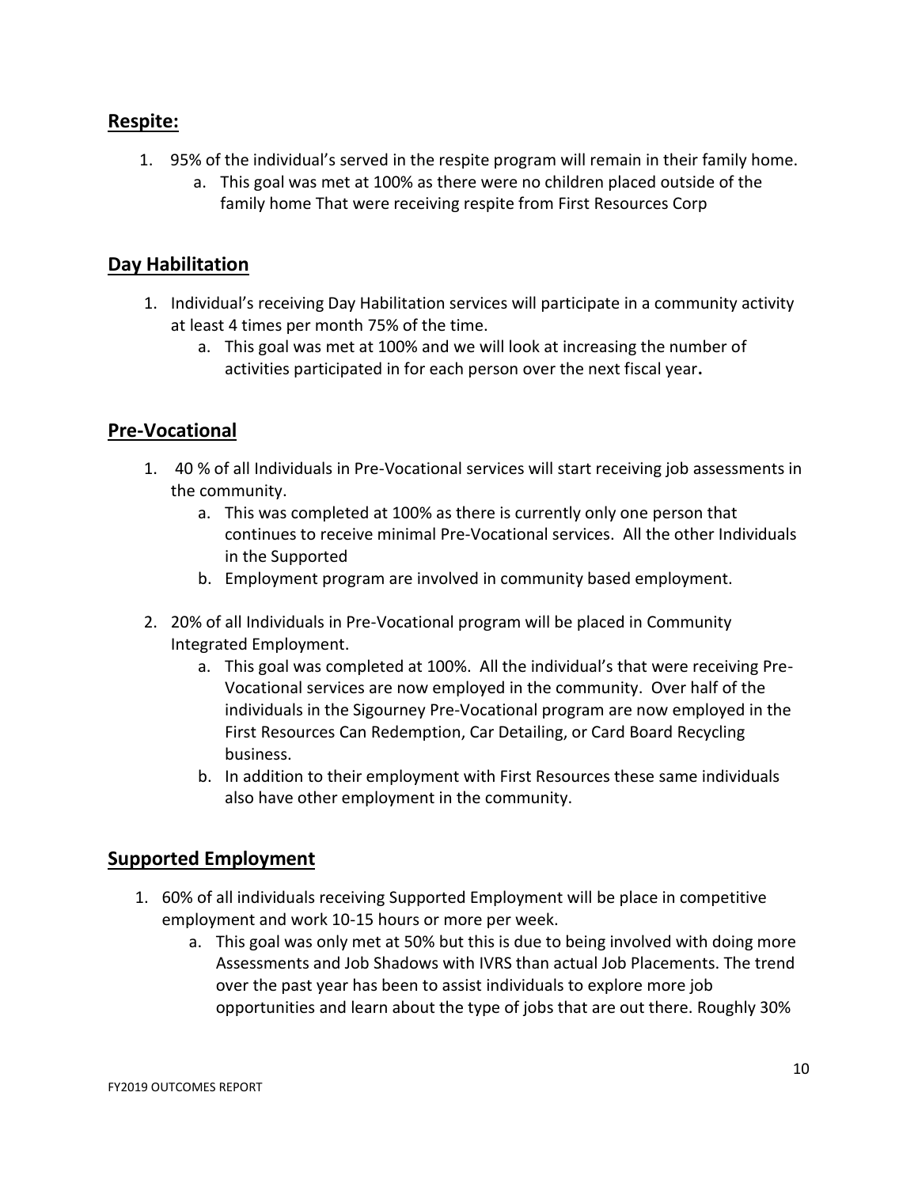## Respite:

1. 95% of the individual's served in the respite program will remain in their family home.
   a. This goal was met at 100% as there were no children placed outside of the family home That were receiving respite from First Resources Corp

## Day Habilitation

1. Individual's receiving Day Habilitation services will participate in a community activity at least 4 times per month 75% of the time.
   a. This goal was met at 100% and we will look at increasing the number of activities participated in for each person over the next fiscal year**.**

## Pre-Vocational

1. 40 % of all Individuals in Pre-Vocational services will start receiving job assessments in the community.
   a. This was completed at 100% as there is currently only one person that continues to receive minimal Pre-Vocational services. All the other Individuals in the Supported
   b. Employment program are involved in community based employment.
2. 20% of all Individuals in Pre-Vocational program will be placed in Community Integrated Employment.
   a. This goal was completed at 100%. All the individual's that were receiving Pre-Vocational services are now employed in the community. Over half of the individuals in the Sigourney Pre-Vocational program are now employed in the First Resources Can Redemption, Car Detailing, or Card Board Recycling business.
   b. In addition to their employment with First Resources these same individuals also have other employment in the community.

## Supported Employment

1. 60% of all individuals receiving Supported Employment will be place in competitive employment and work 10-15 hours or more per week.
   a. This goal was only met at 50% but this is due to being involved with doing more Assessments and Job Shadows with IVRS than actual Job Placements. The trend over the past year has been to assist individuals to explore more job opportunities and learn about the type of jobs that are out there. Roughly 30%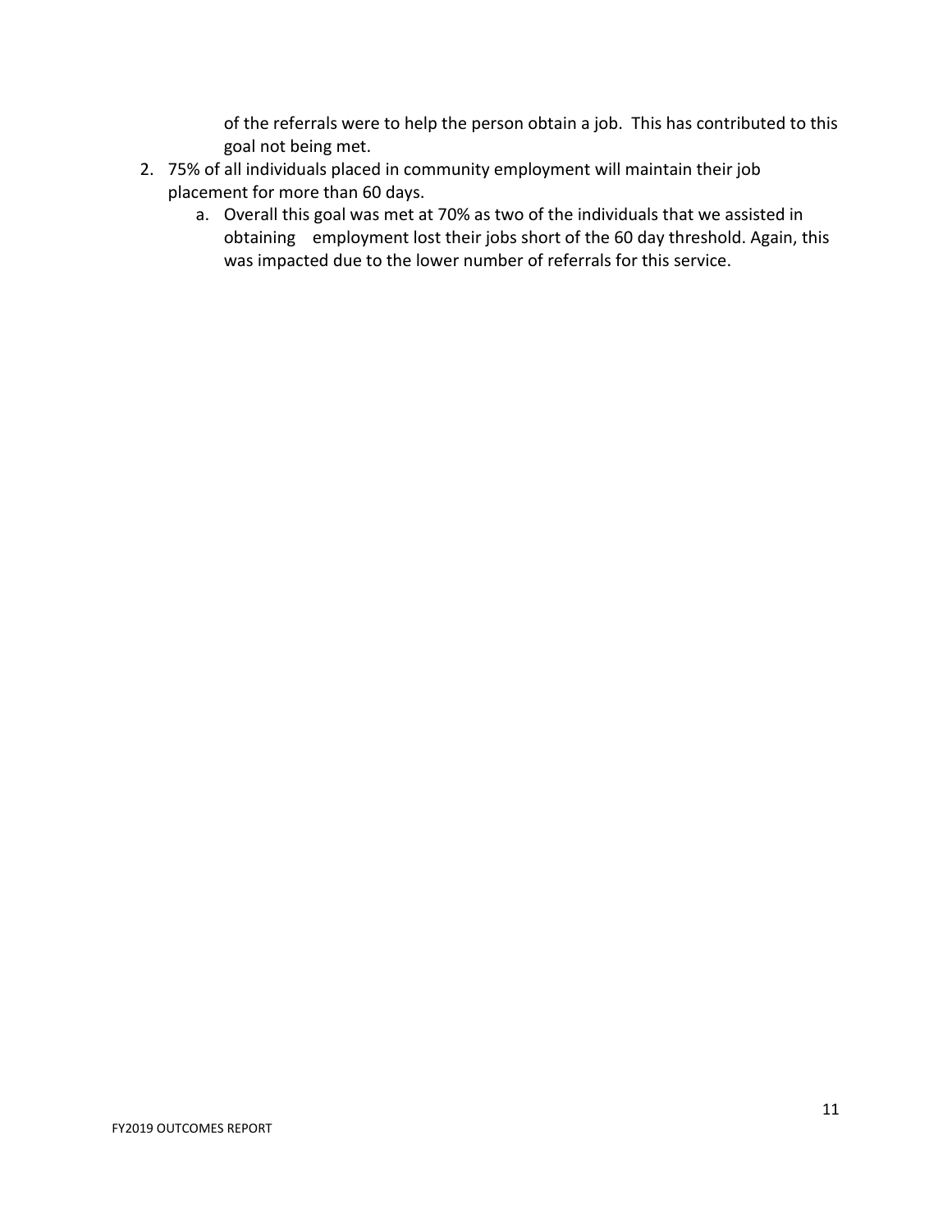of the referrals were to help the person obtain a job. This has contributed to this goal not being met.

2. 75% of all individuals placed in community employment will maintain their job placement for more than 60 days.
   a. Overall this goal was met at 70% as two of the individuals that we assisted in obtaining employment lost their jobs short of the 60 day threshold. Again, this was impacted due to the lower number of referrals for this service.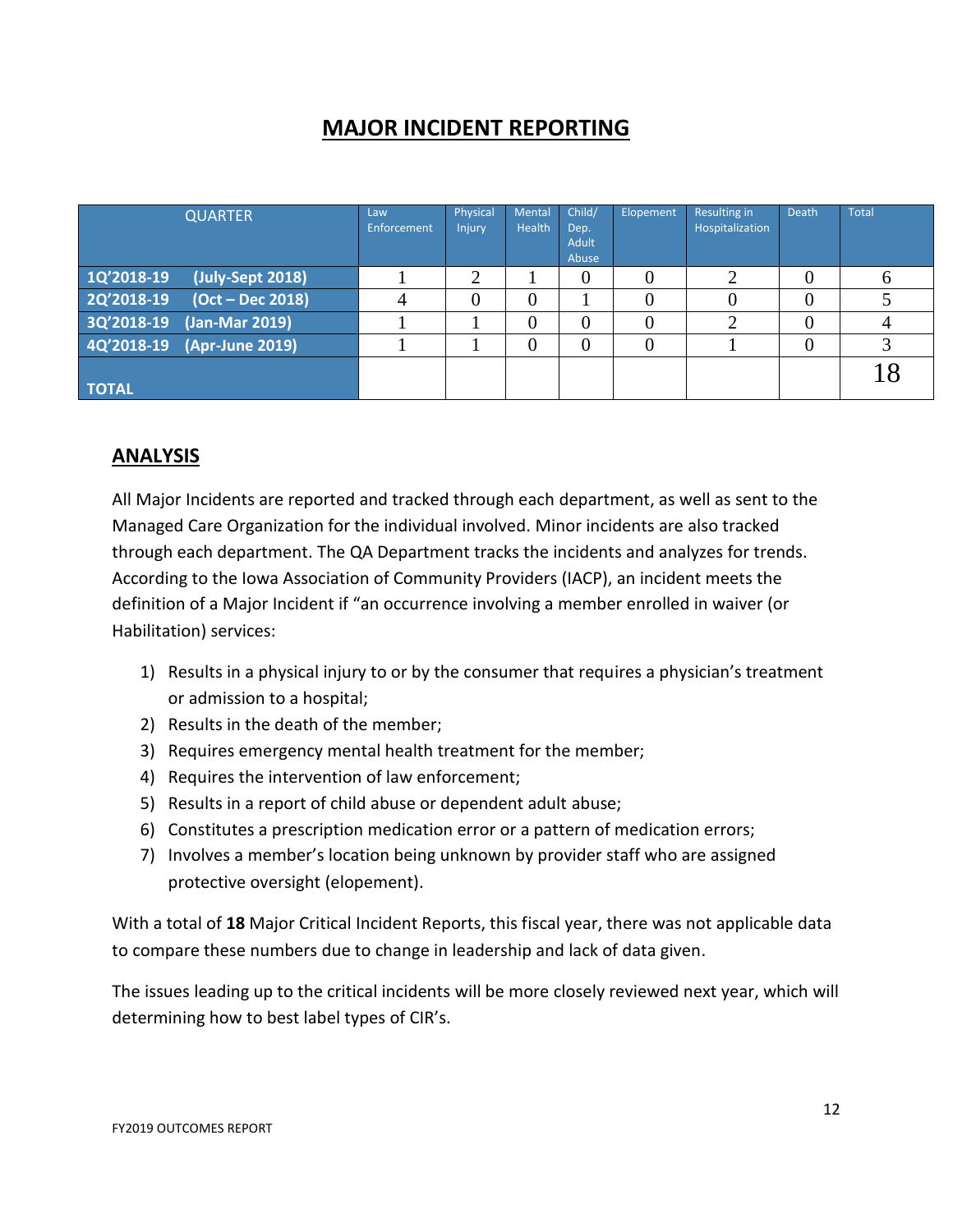# MAJOR INCIDENT REPORTING

| QUARTER | Law Enforcement | Physical Injury | Mental Health | Child/ Dep. Adult Abuse | Elopement | Resulting in Hospitalization | Death | Total |
|---|---|---|---|---|---|---|---|---|
| 1Q'2018-19 (July-Sept 2018) | 1 | 2 | 1 | 0 | 0 | 2 | 0 | 6 |
| 2Q'2018-19 (Oct – Dec 2018) | 4 | 0 | 0 | 1 | 0 | 0 | 0 | 5 |
| 3Q'2018-19 (Jan-Mar 2019) | 1 | 1 | 0 | 0 | 0 | 2 | 0 | 4 |
| 4Q'2018-19 (Apr-June 2019) | 1 | 1 | 0 | 0 | 0 | 1 | 0 | 3 |
| TOTAL | | | | | | | | 18 |

## ANALYSIS

All Major Incidents are reported and tracked through each department, as well as sent to the Managed Care Organization for the individual involved. Minor incidents are also tracked through each department. The QA Department tracks the incidents and analyzes for trends. According to the Iowa Association of Community Providers (IACP), an incident meets the definition of a Major Incident if "an occurrence involving a member enrolled in waiver (or Habilitation) services:

1) Results in a physical injury to or by the consumer that requires a physician's treatment or admission to a hospital;
2) Results in the death of the member;
3) Requires emergency mental health treatment for the member;
4) Requires the intervention of law enforcement;
5) Results in a report of child abuse or dependent adult abuse;
6) Constitutes a prescription medication error or a pattern of medication errors;
7) Involves a member's location being unknown by provider staff who are assigned protective oversight (elopement).

With a total of **18** Major Critical Incident Reports, this fiscal year, there was not applicable data to compare these numbers due to change in leadership and lack of data given.

The issues leading up to the critical incidents will be more closely reviewed next year, which will determining how to best label types of CIR's.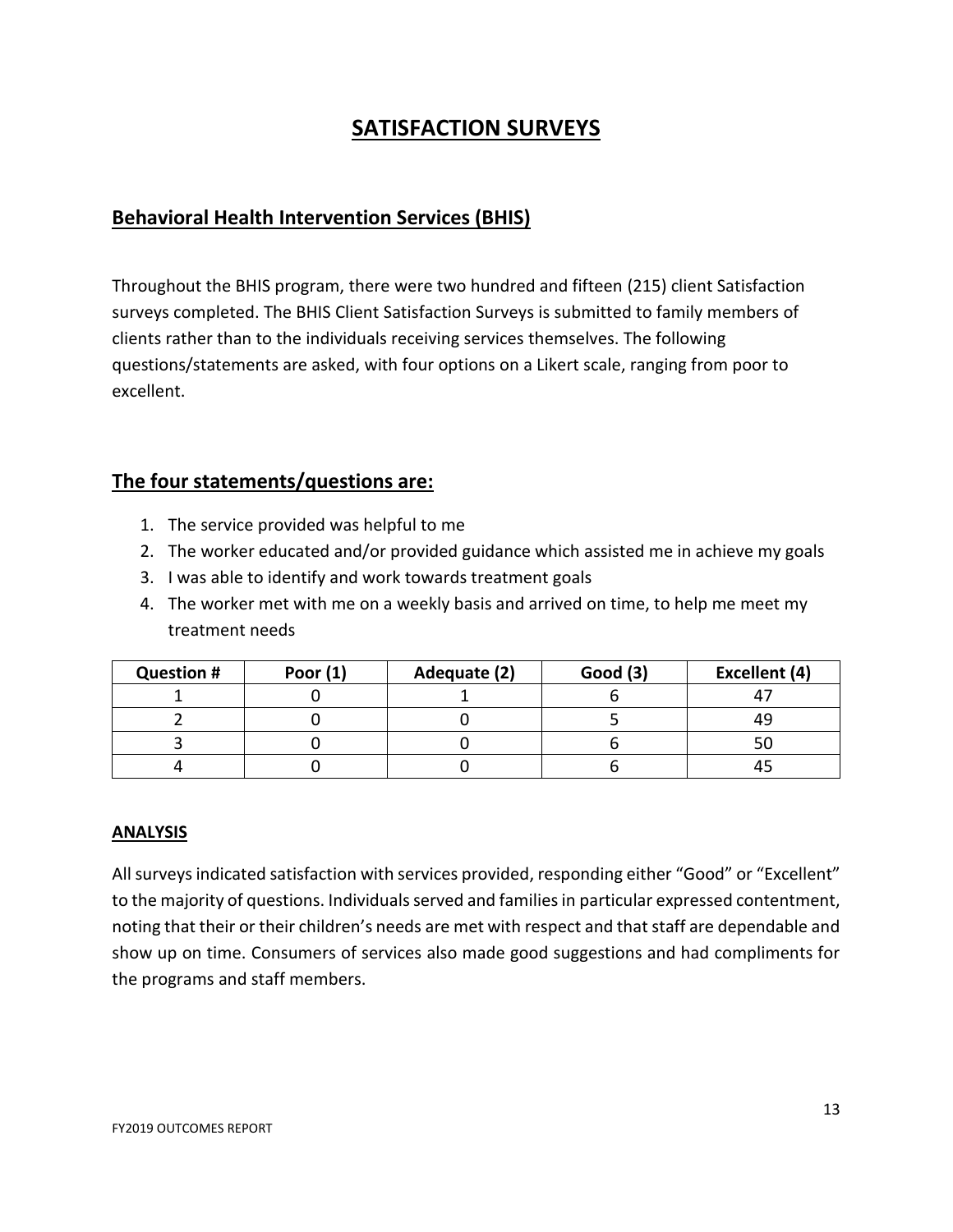# SATISFACTION SURVEYS

## Behavioral Health Intervention Services (BHIS)

Throughout the BHIS program, there were two hundred and fifteen (215) client Satisfaction surveys completed. The BHIS Client Satisfaction Surveys is submitted to family members of clients rather than to the individuals receiving services themselves. The following questions/statements are asked, with four options on a Likert scale, ranging from poor to excellent.

## The four statements/questions are:

1. The service provided was helpful to me
2. The worker educated and/or provided guidance which assisted me in achieve my goals
3. I was able to identify and work towards treatment goals
4. The worker met with me on a weekly basis and arrived on time, to help me meet my treatment needs

| Question # | Poor (1) | Adequate (2) | Good (3) | Excellent (4) |
|---|---|---|---|---|
| 1 | 0 | 1 | 6 | 47 |
| 2 | 0 | 0 | 5 | 49 |
| 3 | 0 | 0 | 6 | 50 |
| 4 | 0 | 0 | 6 | 45 |

### ANALYSIS

All surveys indicated satisfaction with services provided, responding either "Good" or "Excellent" to the majority of questions. Individuals served and families in particular expressed contentment, noting that their or their children's needs are met with respect and that staff are dependable and show up on time. Consumers of services also made good suggestions and had compliments for the programs and staff members.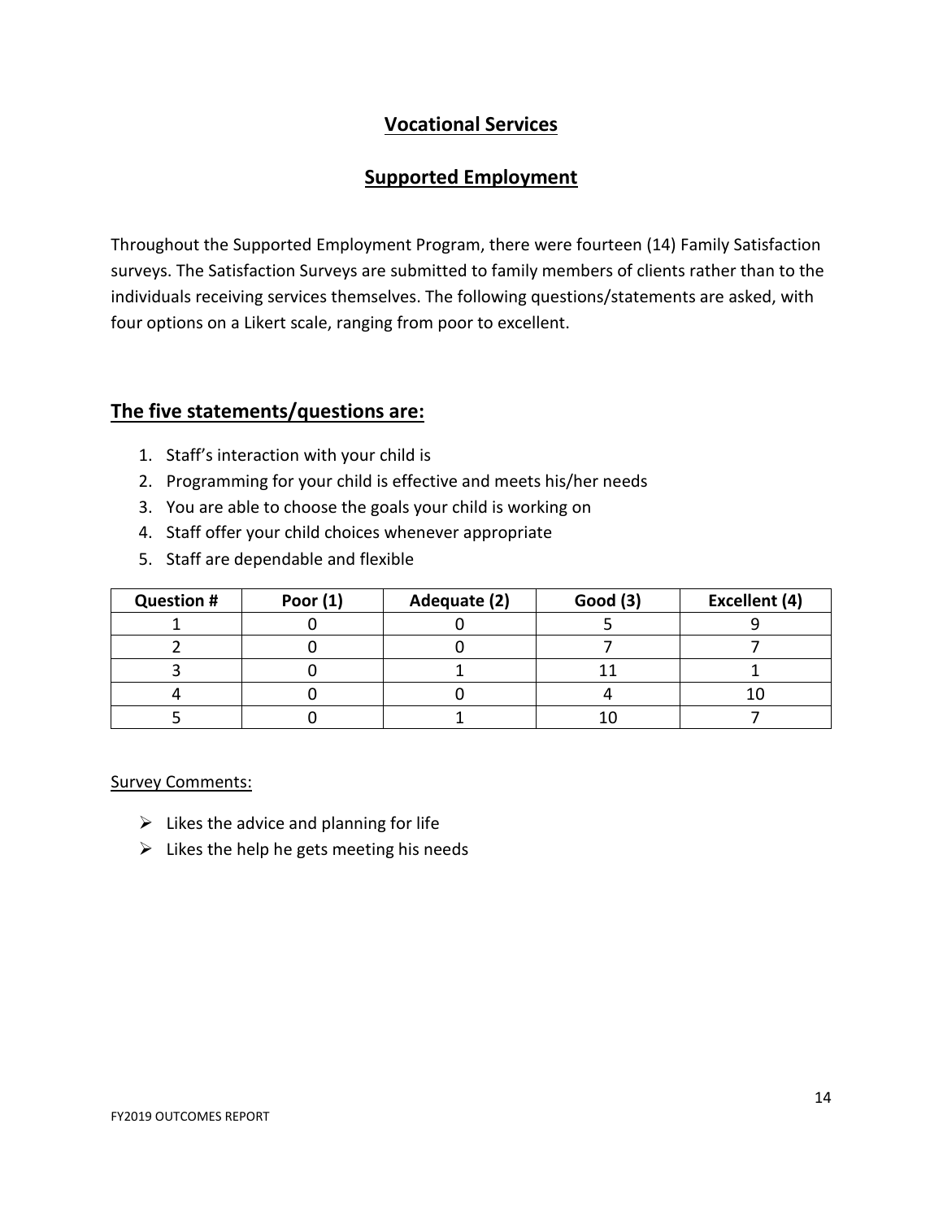# Vocational Services

## Supported Employment

Throughout the Supported Employment Program, there were fourteen (14) Family Satisfaction surveys. The Satisfaction Surveys are submitted to family members of clients rather than to the individuals receiving services themselves. The following questions/statements are asked, with four options on a Likert scale, ranging from poor to excellent.

## The five statements/questions are:

1. Staff's interaction with your child is
2. Programming for your child is effective and meets his/her needs
3. You are able to choose the goals your child is working on
4. Staff offer your child choices whenever appropriate
5. Staff are dependable and flexible

| Question # | Poor (1) | Adequate (2) | Good (3) | Excellent (4) |
|---|---|---|---|---|
| 1 | 0 | 0 | 5 | 9 |
| 2 | 0 | 0 | 7 | 7 |
| 3 | 0 | 1 | 11 | 1 |
| 4 | 0 | 0 | 4 | 10 |
| 5 | 0 | 1 | 10 | 7 |

Survey Comments:

- Likes the advice and planning for life
- Likes the help he gets meeting his needs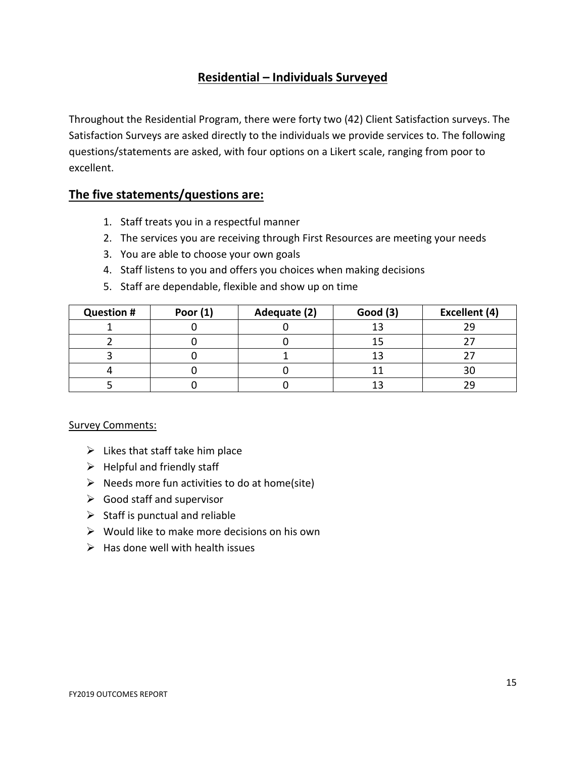# Residential – Individuals Surveyed

Throughout the Residential Program, there were forty two (42) Client Satisfaction surveys. The Satisfaction Surveys are asked directly to the individuals we provide services to. The following questions/statements are asked, with four options on a Likert scale, ranging from poor to excellent.

## The five statements/questions are:

1. Staff treats you in a respectful manner
2. The services you are receiving through First Resources are meeting your needs
3. You are able to choose your own goals
4. Staff listens to you and offers you choices when making decisions
5. Staff are dependable, flexible and show up on time

| Question # | Poor (1) | Adequate (2) | Good (3) | Excellent (4) |
|---|---|---|---|---|
| 1 | 0 | 0 | 13 | 29 |
| 2 | 0 | 0 | 15 | 27 |
| 3 | 0 | 1 | 13 | 27 |
| 4 | 0 | 0 | 11 | 30 |
| 5 | 0 | 0 | 13 | 29 |

Survey Comments:

- Likes that staff take him place
- Helpful and friendly staff
- Needs more fun activities to do at home(site)
- Good staff and supervisor
- Staff is punctual and reliable
- Would like to make more decisions on his own
- Has done well with health issues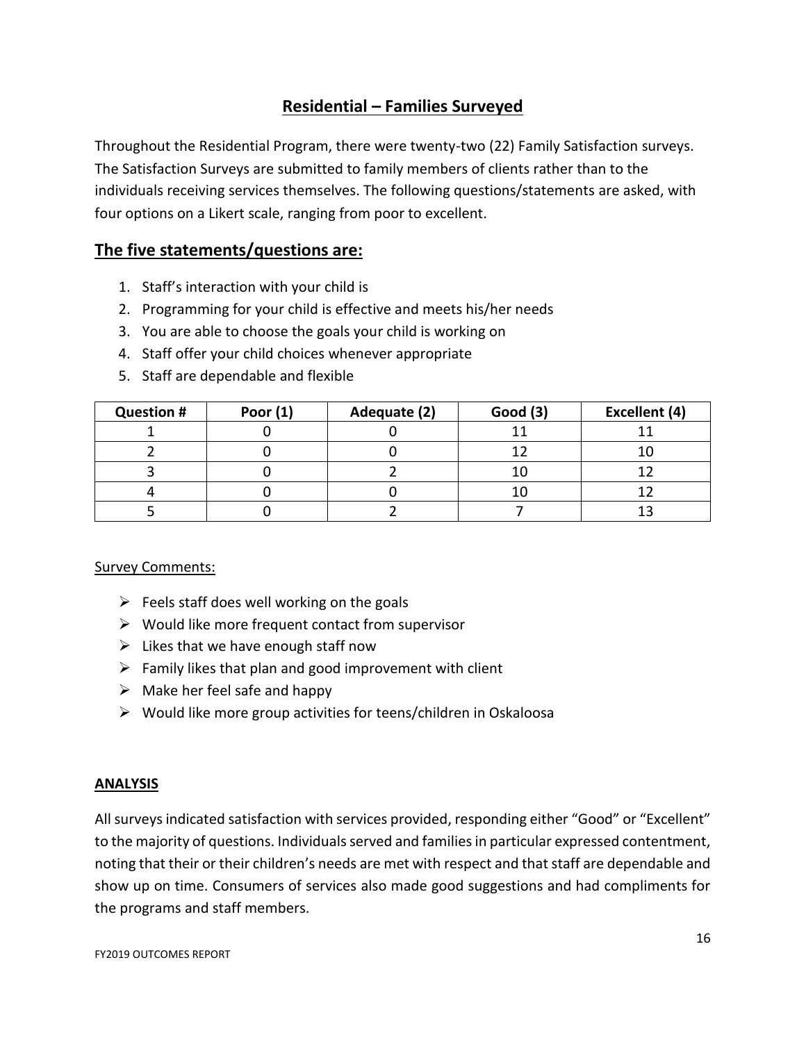## Residential – Families Surveyed

Throughout the Residential Program, there were twenty-two (22) Family Satisfaction surveys. The Satisfaction Surveys are submitted to family members of clients rather than to the individuals receiving services themselves. The following questions/statements are asked, with four options on a Likert scale, ranging from poor to excellent.

## The five statements/questions are:

1. Staff's interaction with your child is
2. Programming for your child is effective and meets his/her needs
3. You are able to choose the goals your child is working on
4. Staff offer your child choices whenever appropriate
5. Staff are dependable and flexible

| Question # | Poor (1) | Adequate (2) | Good (3) | Excellent (4) |
|---|---|---|---|---|
| 1 | 0 | 0 | 11 | 11 |
| 2 | 0 | 0 | 12 | 10 |
| 3 | 0 | 2 | 10 | 12 |
| 4 | 0 | 0 | 10 | 12 |
| 5 | 0 | 2 | 7 | 13 |

Survey Comments:

- Feels staff does well working on the goals
- Would like more frequent contact from supervisor
- Likes that we have enough staff now
- Family likes that plan and good improvement with client
- Make her feel safe and happy
- Would like more group activities for teens/children in Oskaloosa

**ANALYSIS**

All surveys indicated satisfaction with services provided, responding either "Good" or "Excellent" to the majority of questions. Individuals served and families in particular expressed contentment, noting that their or their children's needs are met with respect and that staff are dependable and show up on time. Consumers of services also made good suggestions and had compliments for the programs and staff members.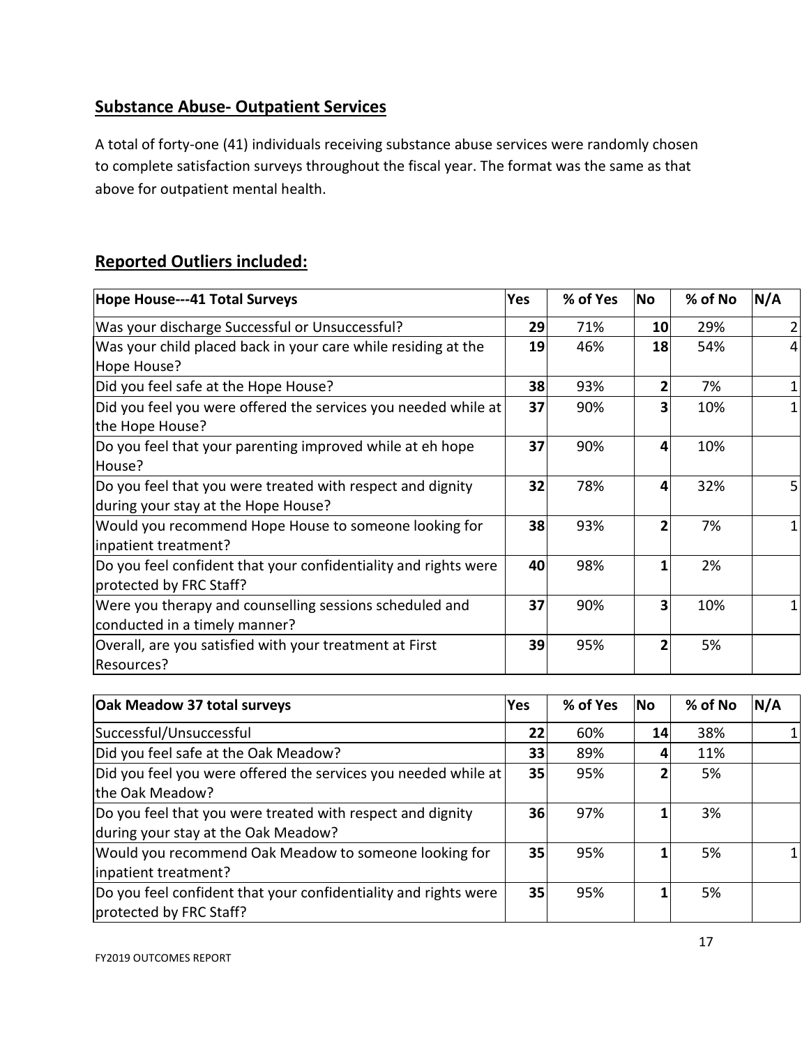## Substance Abuse- Outpatient Services

A total of forty-one (41) individuals receiving substance abuse services were randomly chosen to complete satisfaction surveys throughout the fiscal year. The format was the same as that above for outpatient mental health.

## Reported Outliers included:

| Hope House---41 Total Surveys | Yes | % of Yes | No | % of No | N/A |
|---|---|---|---|---|---|
| Was your discharge Successful or Unsuccessful? | 29 | 71% | 10 | 29% | 2 |
| Was your child placed back in your care while residing at the Hope House? | 19 | 46% | 18 | 54% | 4 |
| Did you feel safe at the Hope House? | 38 | 93% | 2 | 7% | 1 |
| Did you feel you were offered the services you needed while at the Hope House? | 37 | 90% | 3 | 10% | 1 |
| Do you feel that your parenting improved while at eh hope House? | 37 | 90% | 4 | 10% | |
| Do you feel that you were treated with respect and dignity during your stay at the Hope House? | 32 | 78% | 4 | 32% | 5 |
| Would you recommend Hope House to someone looking for inpatient treatment? | 38 | 93% | 2 | 7% | 1 |
| Do you feel confident that your confidentiality and rights were protected by FRC Staff? | 40 | 98% | 1 | 2% | |
| Were you therapy and counselling sessions scheduled and conducted in a timely manner? | 37 | 90% | 3 | 10% | 1 |
| Overall, are you satisfied with your treatment at First Resources? | 39 | 95% | 2 | 5% | |

| Oak Meadow 37 total surveys | Yes | % of Yes | No | % of No | N/A |
|---|---|---|---|---|---|
| Successful/Unsuccessful | 22 | 60% | 14 | 38% | 1 |
| Did you feel safe at the Oak Meadow? | 33 | 89% | 4 | 11% | |
| Did you feel you were offered the services you needed while at the Oak Meadow? | 35 | 95% | 2 | 5% | |
| Do you feel that you were treated with respect and dignity during your stay at the Oak Meadow? | 36 | 97% | 1 | 3% | |
| Would you recommend Oak Meadow to someone looking for inpatient treatment? | 35 | 95% | 1 | 5% | 1 |
| Do you feel confident that your confidentiality and rights were protected by FRC Staff? | 35 | 95% | 1 | 5% | |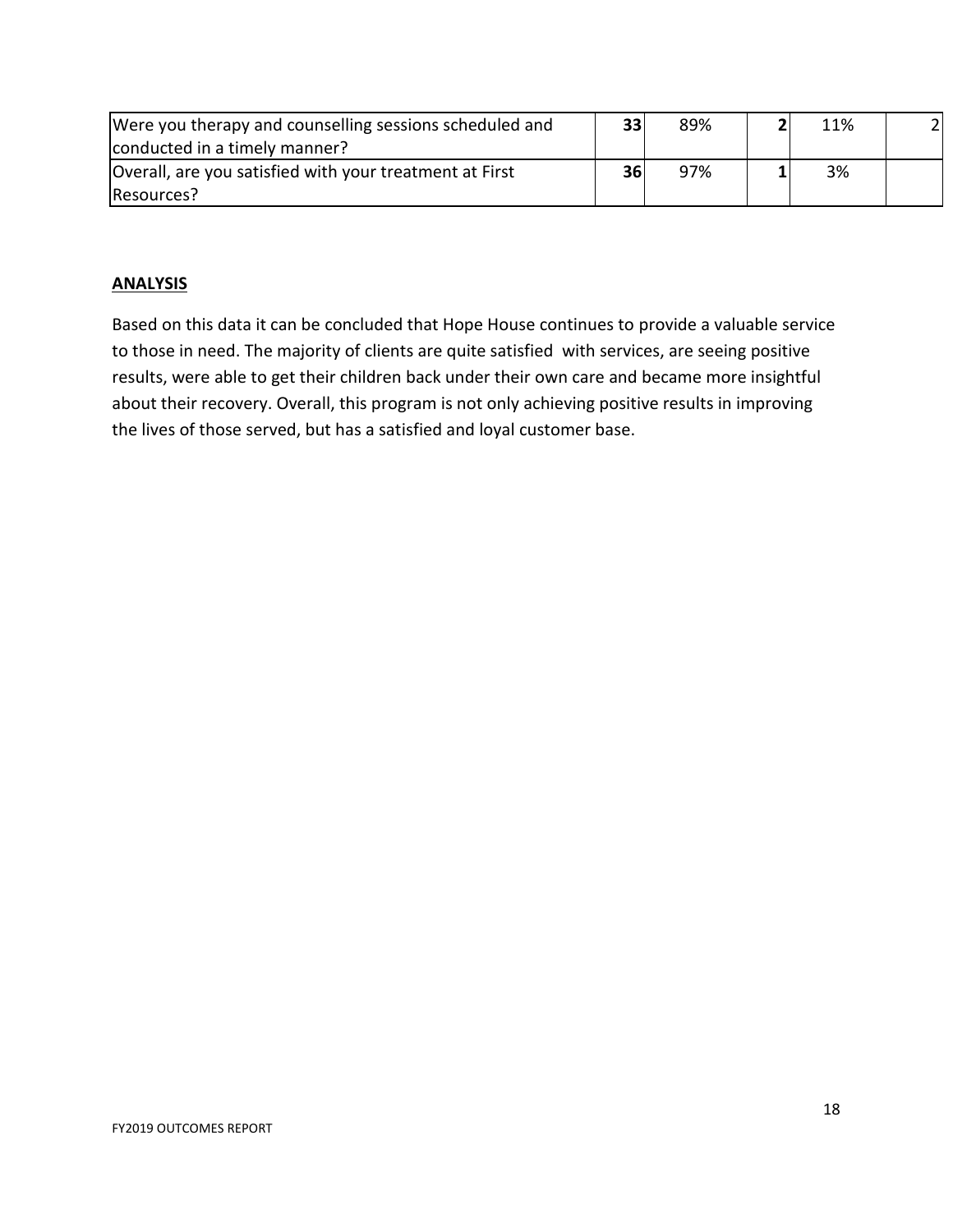| | | | | | |
|---|---|---|---|---|---|
| Were you therapy and counselling sessions scheduled and conducted in a timely manner? | **33** | 89% | **2** | 11% | 2 |
| Overall, are you satisfied with your treatment at First Resources? | **36** | 97% | **1** | 3% | |

## ANALYSIS

Based on this data it can be concluded that Hope House continues to provide a valuable service to those in need. The majority of clients are quite satisfied with services, are seeing positive results, were able to get their children back under their own care and became more insightful about their recovery. Overall, this program is not only achieving positive results in improving the lives of those served, but has a satisfied and loyal customer base.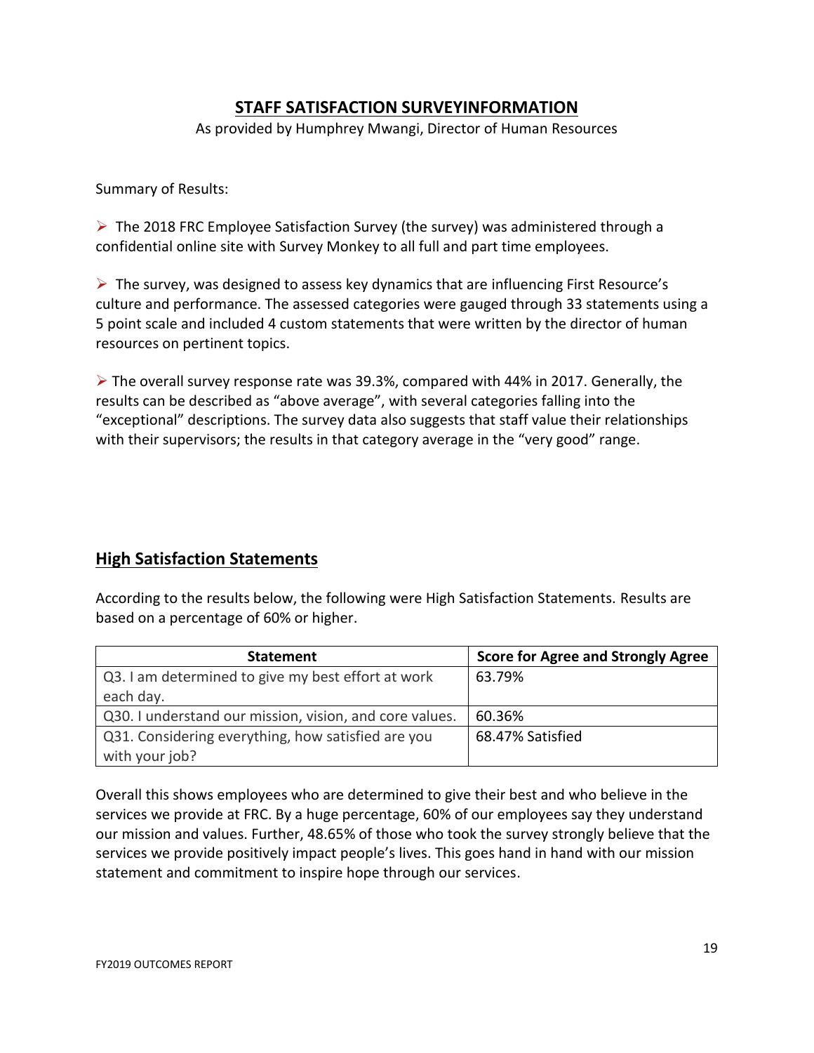## STAFF SATISFACTION SURVEYINFORMATION

As provided by Humphrey Mwangi, Director of Human Resources

Summary of Results:

- The 2018 FRC Employee Satisfaction Survey (the survey) was administered through a confidential online site with Survey Monkey to all full and part time employees.

- The survey, was designed to assess key dynamics that are influencing First Resource's culture and performance. The assessed categories were gauged through 33 statements using a 5 point scale and included 4 custom statements that were written by the director of human resources on pertinent topics.

- The overall survey response rate was 39.3%, compared with 44% in 2017. Generally, the results can be described as "above average", with several categories falling into the "exceptional" descriptions. The survey data also suggests that staff value their relationships with their supervisors; the results in that category average in the "very good" range.

## High Satisfaction Statements

According to the results below, the following were High Satisfaction Statements. Results are based on a percentage of 60% or higher.

| Statement | Score for Agree and Strongly Agree |
|---|---|
| Q3. I am determined to give my best effort at work each day. | 63.79% |
| Q30. I understand our mission, vision, and core values. | 60.36% |
| Q31. Considering everything, how satisfied are you with your job? | 68.47% Satisfied |

Overall this shows employees who are determined to give their best and who believe in the services we provide at FRC. By a huge percentage, 60% of our employees say they understand our mission and values. Further, 48.65% of those who took the survey strongly believe that the services we provide positively impact people's lives. This goes hand in hand with our mission statement and commitment to inspire hope through our services.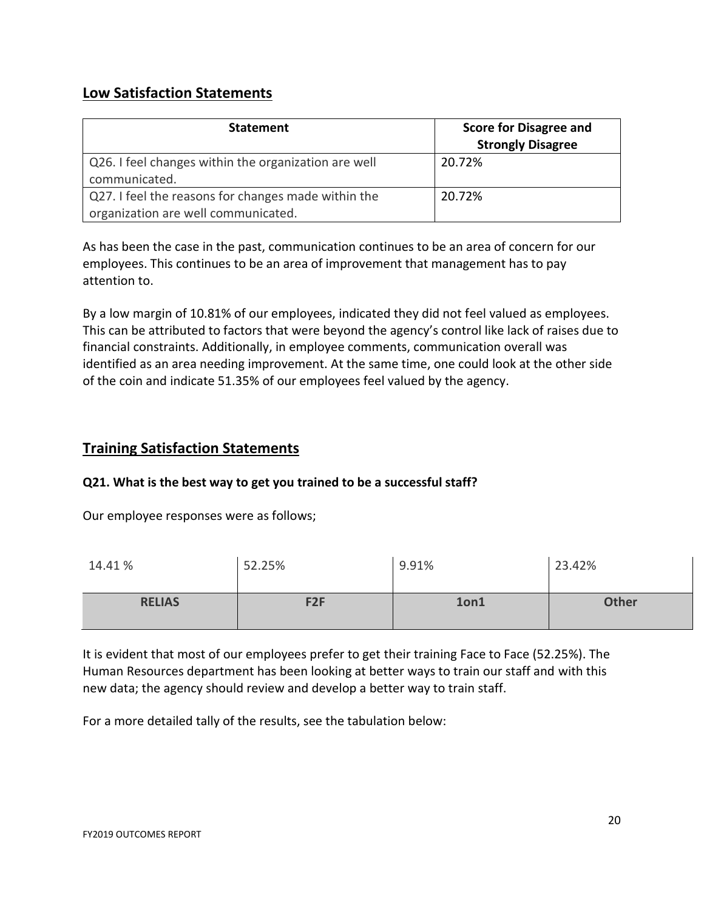## Low Satisfaction Statements

| Statement | Score for Disagree and Strongly Disagree |
|---|---|
| Q26. I feel changes within the organization are well communicated. | 20.72% |
| Q27. I feel the reasons for changes made within the organization are well communicated. | 20.72% |

As has been the case in the past, communication continues to be an area of concern for our employees. This continues to be an area of improvement that management has to pay attention to.

By a low margin of 10.81% of our employees, indicated they did not feel valued as employees. This can be attributed to factors that were beyond the agency's control like lack of raises due to financial constraints. Additionally, in employee comments, communication overall was identified as an area needing improvement. At the same time, one could look at the other side of the coin and indicate 51.35% of our employees feel valued by the agency.

## Training Satisfaction Statements

**Q21. What is the best way to get you trained to be a successful staff?**

Our employee responses were as follows;

| 14.41 % | 52.25% | 9.91% | 23.42% |
|---|---|---|---|
| **RELIAS** | **F2F** | **1on1** | **Other** |

It is evident that most of our employees prefer to get their training Face to Face (52.25%). The Human Resources department has been looking at better ways to train our staff and with this new data; the agency should review and develop a better way to train staff.

For a more detailed tally of the results, see the tabulation below: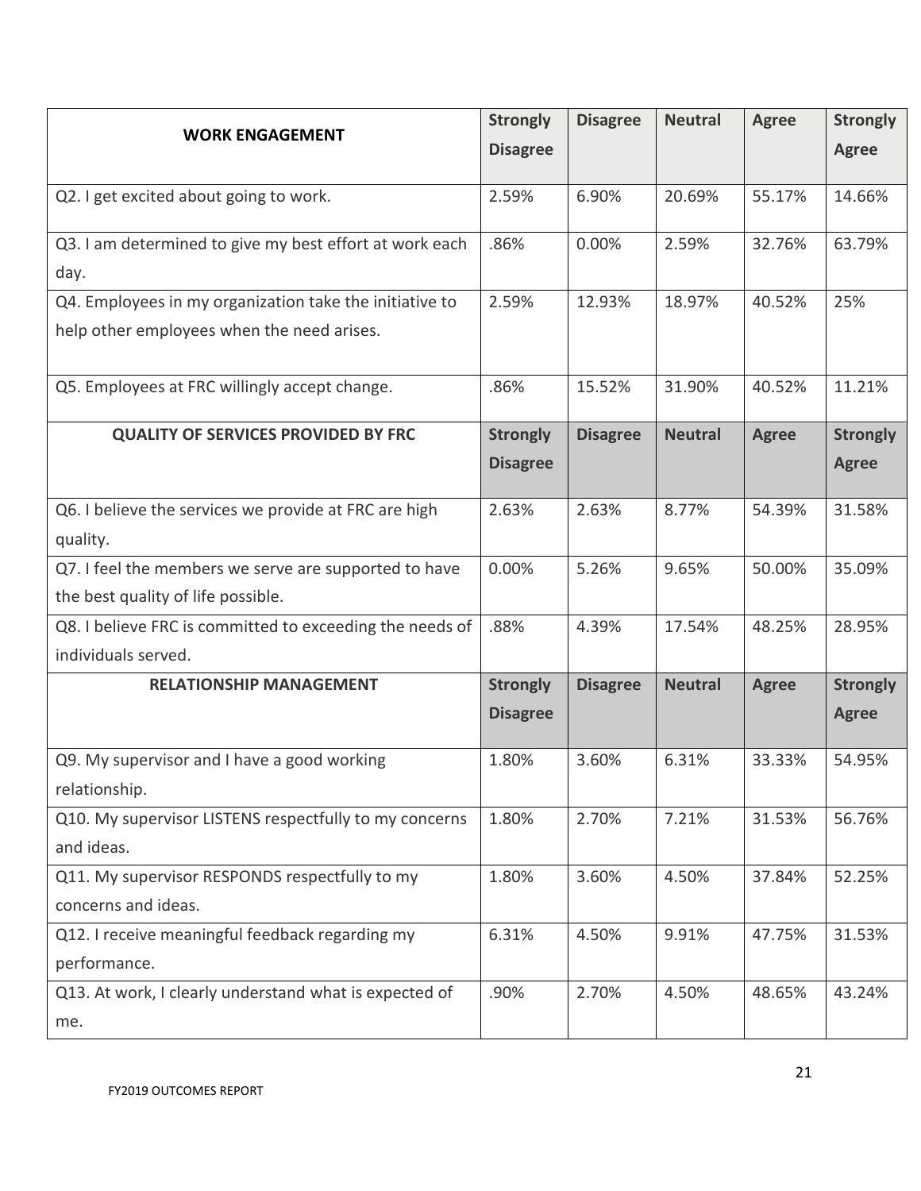| **WORK ENGAGEMENT** | **Strongly Disagree** | **Disagree** | **Neutral** | **Agree** | **Strongly Agree** |
|---|---|---|---|---|---|
| Q2. I get excited about going to work. | 2.59% | 6.90% | 20.69% | 55.17% | 14.66% |
| Q3. I am determined to give my best effort at work each day. | .86% | 0.00% | 2.59% | 32.76% | 63.79% |
| Q4. Employees in my organization take the initiative to help other employees when the need arises. | 2.59% | 12.93% | 18.97% | 40.52% | 25% |
| Q5. Employees at FRC willingly accept change. | .86% | 15.52% | 31.90% | 40.52% | 11.21% |
| **QUALITY OF SERVICES PROVIDED BY FRC** | **Strongly Disagree** | **Disagree** | **Neutral** | **Agree** | **Strongly Agree** |
| Q6. I believe the services we provide at FRC are high quality. | 2.63% | 2.63% | 8.77% | 54.39% | 31.58% |
| Q7. I feel the members we serve are supported to have the best quality of life possible. | 0.00% | 5.26% | 9.65% | 50.00% | 35.09% |
| Q8. I believe FRC is committed to exceeding the needs of individuals served. | .88% | 4.39% | 17.54% | 48.25% | 28.95% |
| **RELATIONSHIP MANAGEMENT** | **Strongly Disagree** | **Disagree** | **Neutral** | **Agree** | **Strongly Agree** |
| Q9. My supervisor and I have a good working relationship. | 1.80% | 3.60% | 6.31% | 33.33% | 54.95% |
| Q10. My supervisor LISTENS respectfully to my concerns and ideas. | 1.80% | 2.70% | 7.21% | 31.53% | 56.76% |
| Q11. My supervisor RESPONDS respectfully to my concerns and ideas. | 1.80% | 3.60% | 4.50% | 37.84% | 52.25% |
| Q12. I receive meaningful feedback regarding my performance. | 6.31% | 4.50% | 9.91% | 47.75% | 31.53% |
| Q13. At work, I clearly understand what is expected of me. | .90% | 2.70% | 4.50% | 48.65% | 43.24% |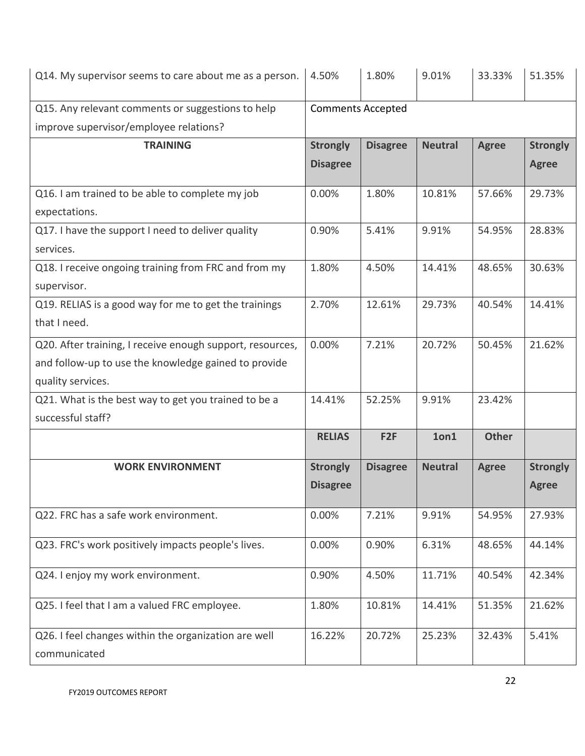| Q14. My supervisor seems to care about me as a person. | 4.50% | 1.80% | 9.01% | 33.33% | 51.35% |
|---|---|---|---|---|---|
| Q15. Any relevant comments or suggestions to help improve supervisor/employee relations? | Comments Accepted | | | | |
| **TRAINING** | **Strongly Disagree** | **Disagree** | **Neutral** | **Agree** | **Strongly Agree** |
| Q16. I am trained to be able to complete my job expectations. | 0.00% | 1.80% | 10.81% | 57.66% | 29.73% |
| Q17. I have the support I need to deliver quality services. | 0.90% | 5.41% | 9.91% | 54.95% | 28.83% |
| Q18. I receive ongoing training from FRC and from my supervisor. | 1.80% | 4.50% | 14.41% | 48.65% | 30.63% |
| Q19. RELIAS is a good way for me to get the trainings that I need. | 2.70% | 12.61% | 29.73% | 40.54% | 14.41% |
| Q20. After training, I receive enough support, resources, and follow-up to use the knowledge gained to provide quality services. | 0.00% | 7.21% | 20.72% | 50.45% | 21.62% |
| Q21. What is the best way to get you trained to be a successful staff? | 14.41% | 52.25% | 9.91% | 23.42% | |
| | **RELIAS** | **F2F** | **1on1** | **Other** | |
| **WORK ENVIRONMENT** | **Strongly Disagree** | **Disagree** | **Neutral** | **Agree** | **Strongly Agree** |
| Q22. FRC has a safe work environment. | 0.00% | 7.21% | 9.91% | 54.95% | 27.93% |
| Q23. FRC's work positively impacts people's lives. | 0.00% | 0.90% | 6.31% | 48.65% | 44.14% |
| Q24. I enjoy my work environment. | 0.90% | 4.50% | 11.71% | 40.54% | 42.34% |
| Q25. I feel that I am a valued FRC employee. | 1.80% | 10.81% | 14.41% | 51.35% | 21.62% |
| Q26. I feel changes within the organization are well communicated | 16.22% | 20.72% | 25.23% | 32.43% | 5.41% |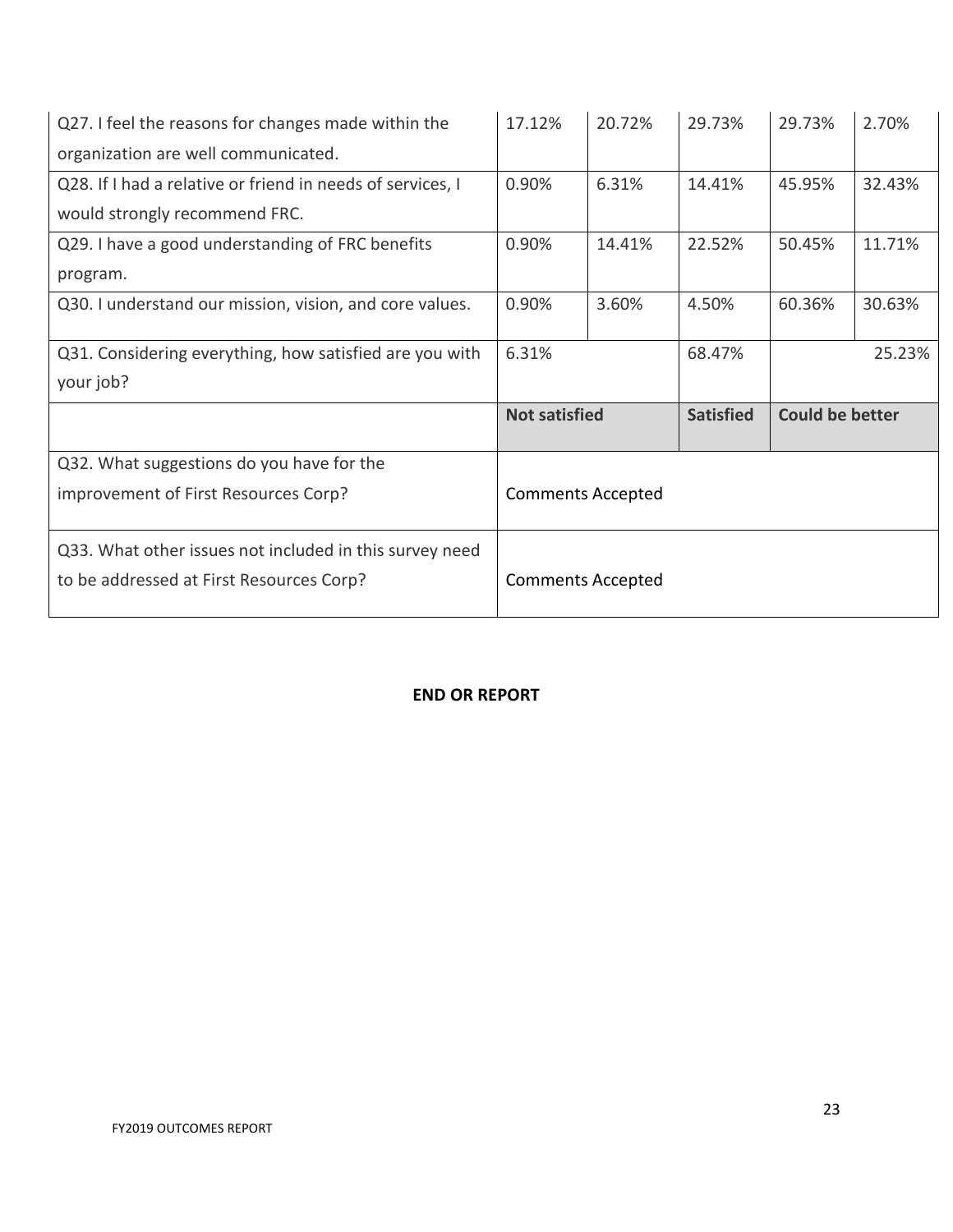| | | | | | |
|---|---|---|---|---|---|
| Q27. I feel the reasons for changes made within the organization are well communicated. | 17.12% | 20.72% | 29.73% | 29.73% | 2.70% |
| Q28. If I had a relative or friend in needs of services, I would strongly recommend FRC. | 0.90% | 6.31% | 14.41% | 45.95% | 32.43% |
| Q29. I have a good understanding of FRC benefits program. | 0.90% | 14.41% | 22.52% | 50.45% | 11.71% |
| Q30. I understand our mission, vision, and core values. | 0.90% | 3.60% | 4.50% | 60.36% | 30.63% |
| Q31. Considering everything, how satisfied are you with your job? | 6.31% | | 68.47% | | 25.23% |
| | **Not satisfied** | | **Satisfied** | **Could be better** | |
| Q32. What suggestions do you have for the improvement of First Resources Corp? | Comments Accepted | | | | |
| Q33. What other issues not included in this survey need to be addressed at First Resources Corp? | Comments Accepted | | | | |

**END OR REPORT**